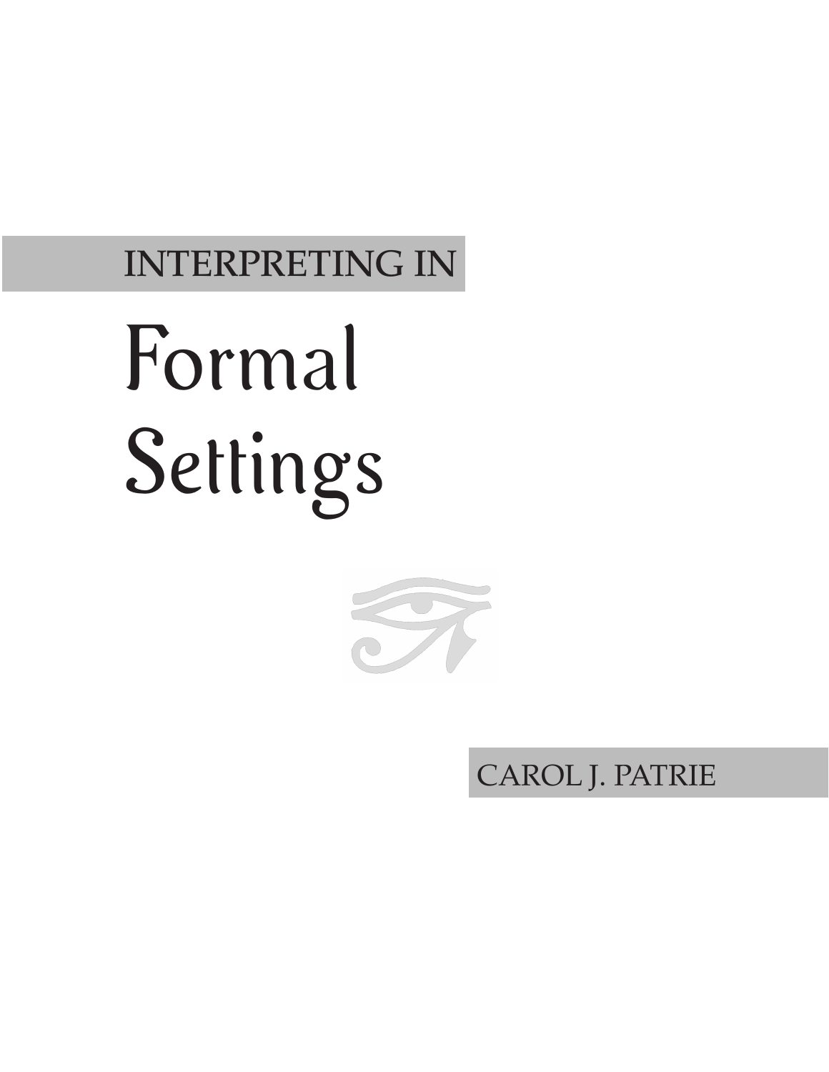# INTERPRETING IN Formal Settings

CAROL J. PATRIE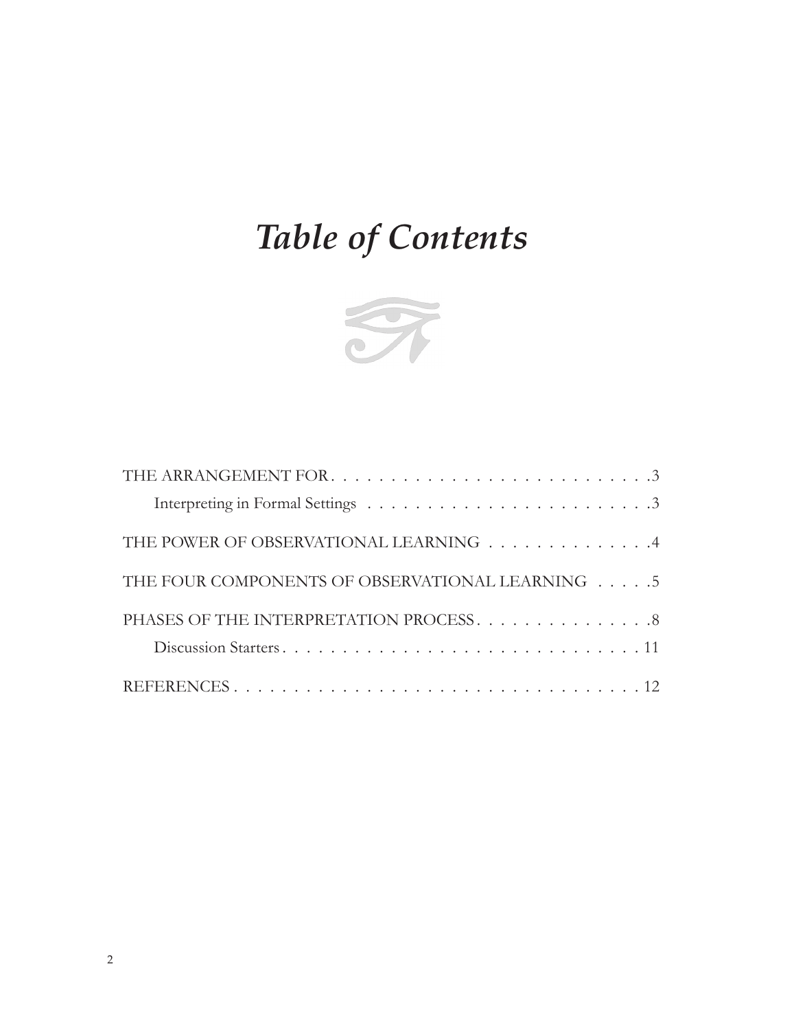# *Table of Contents*

THE ARRANGEMENT FOR . . . . . . . . . . . . . . . . . . . . . . . . . . . .3

  Interpreting in Formal Settings . . . . . . . . . . . . . . . . . . . . . . . .3

THE POWER OF OBSERVATIONAL LEARNING . . . . . . . . . . . . . .4

THE FOUR COMPONENTS OF OBSERVATIONAL LEARNING . . . . .5

PHASES OF THE INTERPRETATION PROCESS . . . . . . . . . . . . . . .8

  Discussion Starters . . . . . . . . . . . . . . . . . . . . . . . . . . . . . . . 11

REFERENCES . . . . . . . . . . . . . . . . . . . . . . . . . . . . . . . . . . . . 12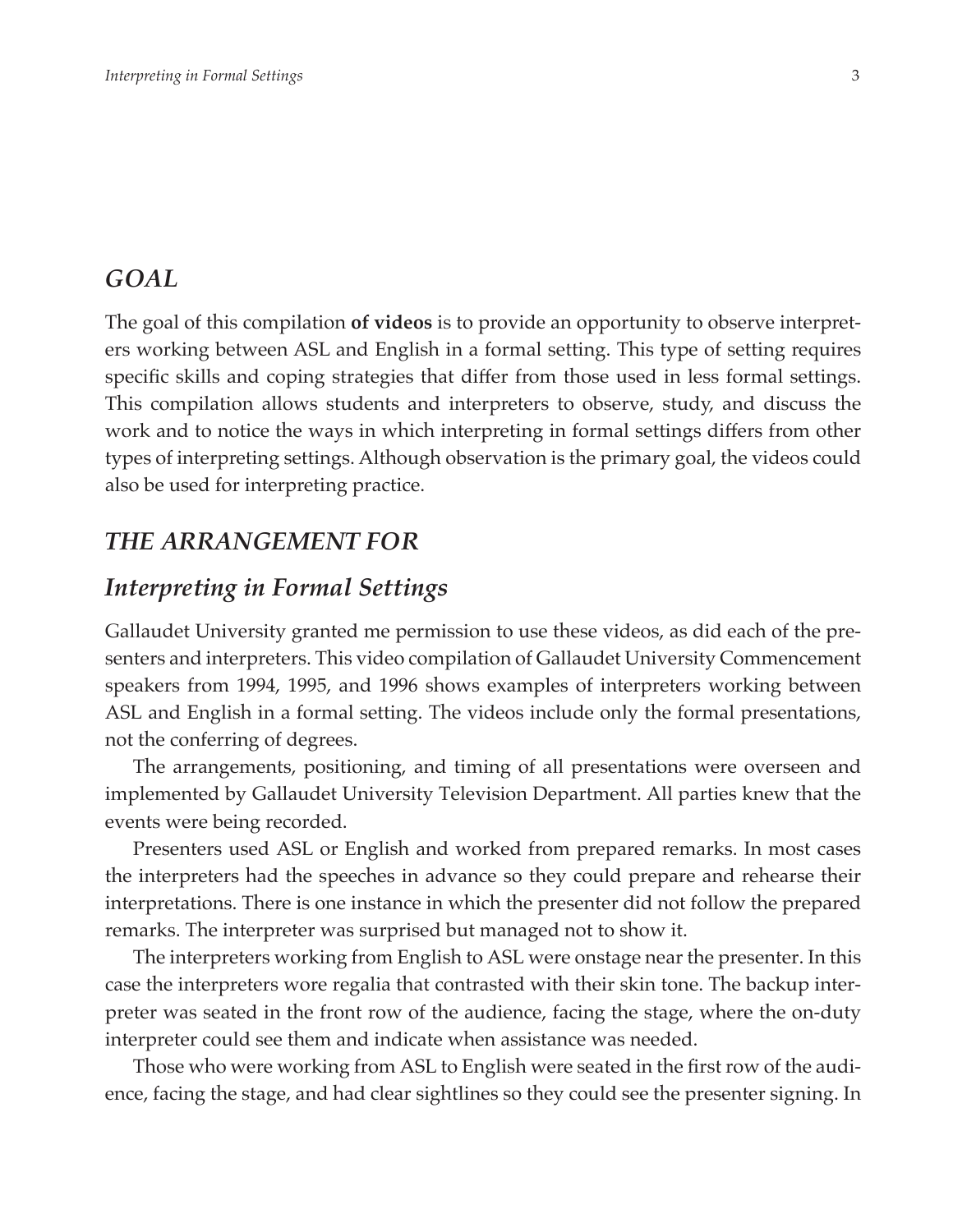## *GOAL*

The goal of this compilation **of videos** is to provide an opportunity to observe interpreters working between ASL and English in a formal setting. This type of setting requires specific skills and coping strategies that differ from those used in less formal settings. This compilation allows students and interpreters to observe, study, and discuss the work and to notice the ways in which interpreting in formal settings differs from other types of interpreting settings. Although observation is the primary goal, the videos could also be used for interpreting practice.

## *THE ARRANGEMENT FOR*

## *Interpreting in Formal Settings*

Gallaudet University granted me permission to use these videos, as did each of the presenters and interpreters. This video compilation of Gallaudet University Commencement speakers from 1994, 1995, and 1996 shows examples of interpreters working between ASL and English in a formal setting. The videos include only the formal presentations, not the conferring of degrees.

The arrangements, positioning, and timing of all presentations were overseen and implemented by Gallaudet University Television Department. All parties knew that the events were being recorded.

Presenters used ASL or English and worked from prepared remarks. In most cases the interpreters had the speeches in advance so they could prepare and rehearse their interpretations. There is one instance in which the presenter did not follow the prepared remarks. The interpreter was surprised but managed not to show it.

The interpreters working from English to ASL were onstage near the presenter. In this case the interpreters wore regalia that contrasted with their skin tone. The backup interpreter was seated in the front row of the audience, facing the stage, where the on-duty interpreter could see them and indicate when assistance was needed.

Those who were working from ASL to English were seated in the first row of the audience, facing the stage, and had clear sightlines so they could see the presenter signing. In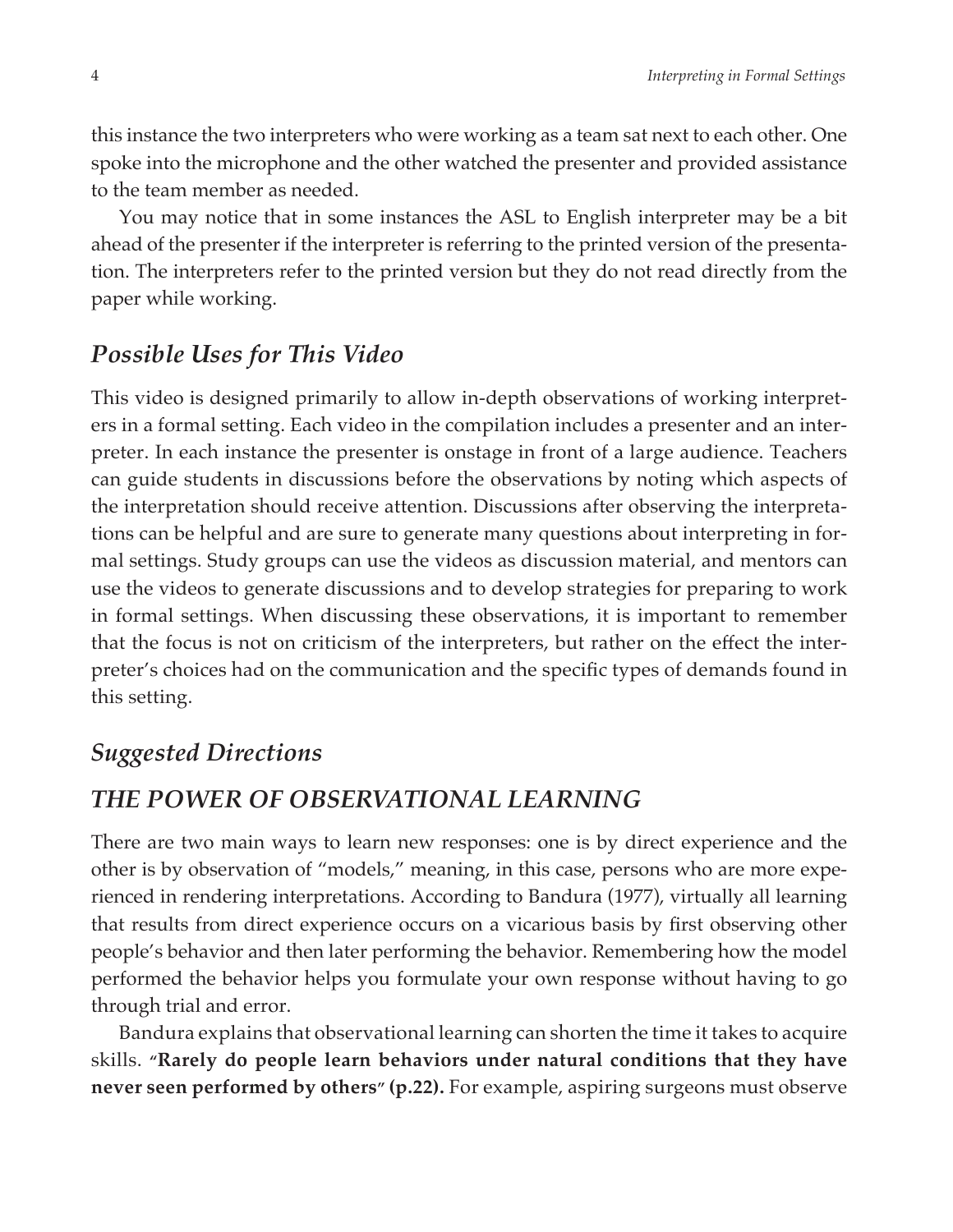this instance the two interpreters who were working as a team sat next to each other. One spoke into the microphone and the other watched the presenter and provided assistance to the team member as needed.

You may notice that in some instances the ASL to English interpreter may be a bit ahead of the presenter if the interpreter is referring to the printed version of the presentation. The interpreters refer to the printed version but they do not read directly from the paper while working.

## *Possible Uses for This Video*

This video is designed primarily to allow in-depth observations of working interpreters in a formal setting. Each video in the compilation includes a presenter and an interpreter. In each instance the presenter is onstage in front of a large audience. Teachers can guide students in discussions before the observations by noting which aspects of the interpretation should receive attention. Discussions after observing the interpretations can be helpful and are sure to generate many questions about interpreting in formal settings. Study groups can use the videos as discussion material, and mentors can use the videos to generate discussions and to develop strategies for preparing to work in formal settings. When discussing these observations, it is important to remember that the focus is not on criticism of the interpreters, but rather on the effect the interpreter's choices had on the communication and the specific types of demands found in this setting.

## *Suggested Directions*

## *THE POWER OF OBSERVATIONAL LEARNING*

There are two main ways to learn new responses: one is by direct experience and the other is by observation of "models," meaning, in this case, persons who are more experienced in rendering interpretations. According to Bandura (1977), virtually all learning that results from direct experience occurs on a vicarious basis by first observing other people's behavior and then later performing the behavior. Remembering how the model performed the behavior helps you formulate your own response without having to go through trial and error.

Bandura explains that observational learning can shorten the time it takes to acquire skills. **"Rarely do people learn behaviors under natural conditions that they have never seen performed by others" (p.22).** For example, aspiring surgeons must observe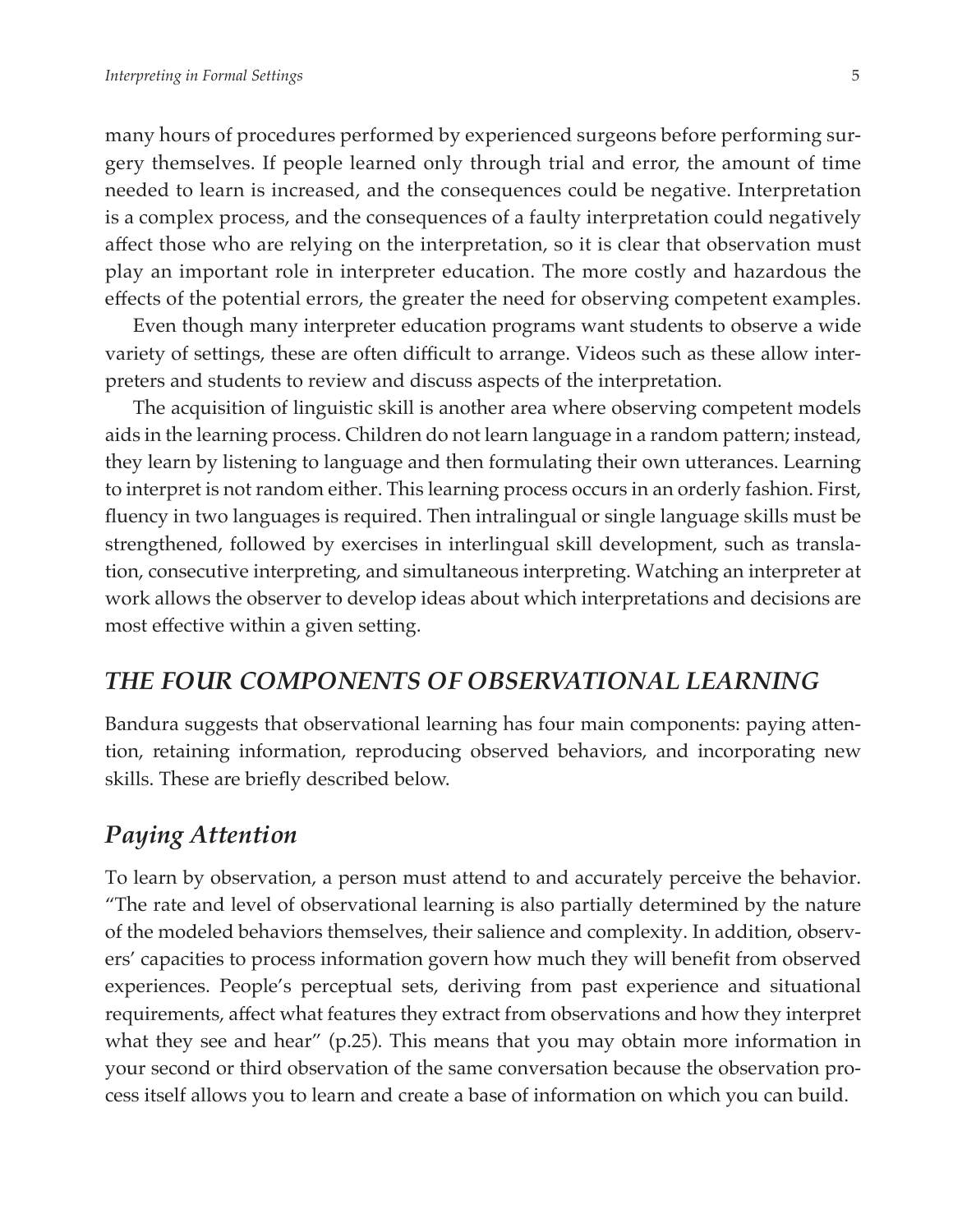many hours of procedures performed by experienced surgeons before performing surgery themselves. If people learned only through trial and error, the amount of time needed to learn is increased, and the consequences could be negative. Interpretation is a complex process, and the consequences of a faulty interpretation could negatively affect those who are relying on the interpretation, so it is clear that observation must play an important role in interpreter education. The more costly and hazardous the effects of the potential errors, the greater the need for observing competent examples.

Even though many interpreter education programs want students to observe a wide variety of settings, these are often difficult to arrange. Videos such as these allow interpreters and students to review and discuss aspects of the interpretation.

The acquisition of linguistic skill is another area where observing competent models aids in the learning process. Children do not learn language in a random pattern; instead, they learn by listening to language and then formulating their own utterances. Learning to interpret is not random either. This learning process occurs in an orderly fashion. First, fluency in two languages is required. Then intralingual or single language skills must be strengthened, followed by exercises in interlingual skill development, such as translation, consecutive interpreting, and simultaneous interpreting. Watching an interpreter at work allows the observer to develop ideas about which interpretations and decisions are most effective within a given setting.

## *THE FOUR COMPONENTS OF OBSERVATIONAL LEARNING*

Bandura suggests that observational learning has four main components: paying attention, retaining information, reproducing observed behaviors, and incorporating new skills. These are briefly described below.

### *Paying Attention*

To learn by observation, a person must attend to and accurately perceive the behavior. "The rate and level of observational learning is also partially determined by the nature of the modeled behaviors themselves, their salience and complexity. In addition, observers' capacities to process information govern how much they will benefit from observed experiences. People's perceptual sets, deriving from past experience and situational requirements, affect what features they extract from observations and how they interpret what they see and hear" (p.25). This means that you may obtain more information in your second or third observation of the same conversation because the observation process itself allows you to learn and create a base of information on which you can build.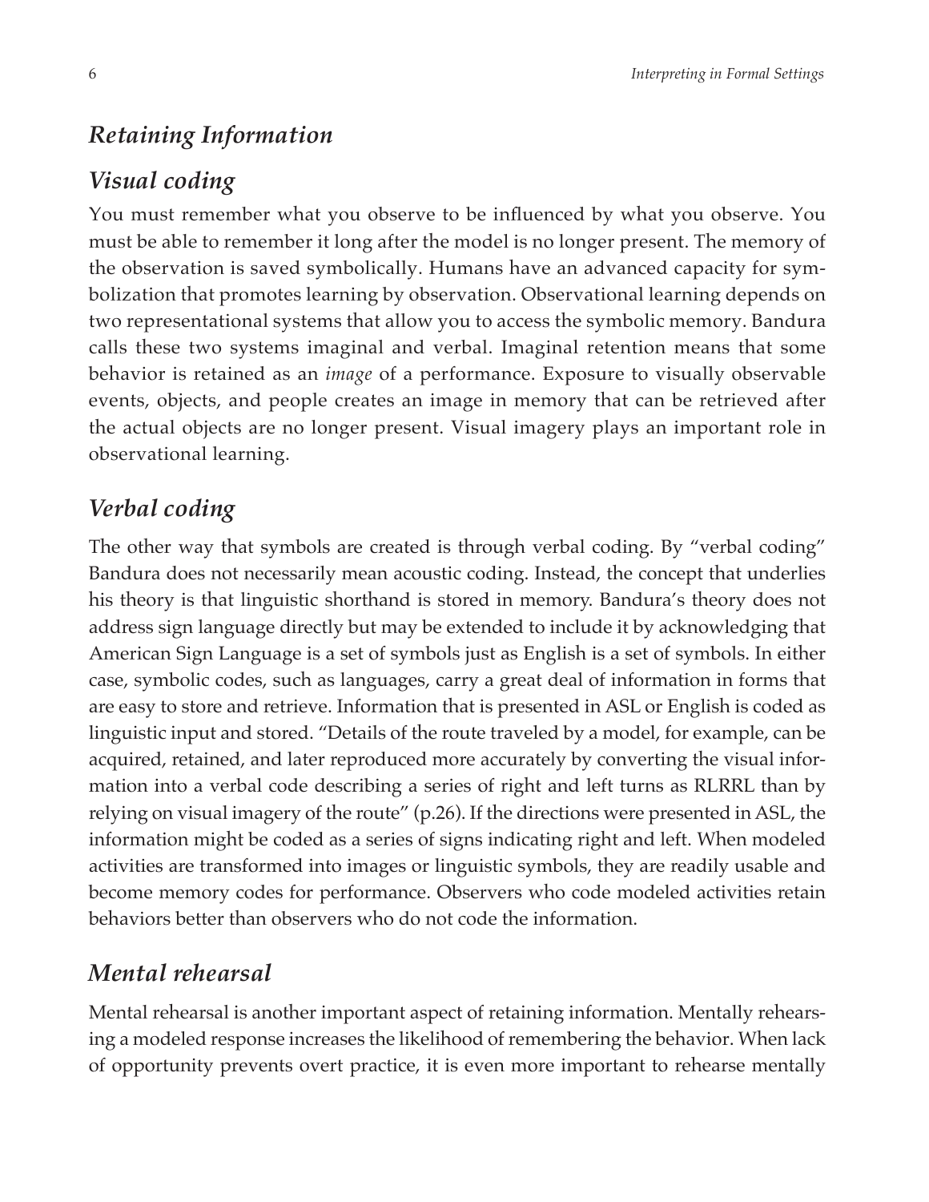## *Retaining Information*

### *Visual coding*

You must remember what you observe to be influenced by what you observe. You must be able to remember it long after the model is no longer present. The memory of the observation is saved symbolically. Humans have an advanced capacity for symbolization that promotes learning by observation. Observational learning depends on two representational systems that allow you to access the symbolic memory. Bandura calls these two systems imaginal and verbal. Imaginal retention means that some behavior is retained as an *image* of a performance. Exposure to visually observable events, objects, and people creates an image in memory that can be retrieved after the actual objects are no longer present. Visual imagery plays an important role in observational learning.

### *Verbal coding*

The other way that symbols are created is through verbal coding. By "verbal coding" Bandura does not necessarily mean acoustic coding. Instead, the concept that underlies his theory is that linguistic shorthand is stored in memory. Bandura's theory does not address sign language directly but may be extended to include it by acknowledging that American Sign Language is a set of symbols just as English is a set of symbols. In either case, symbolic codes, such as languages, carry a great deal of information in forms that are easy to store and retrieve. Information that is presented in ASL or English is coded as linguistic input and stored. "Details of the route traveled by a model, for example, can be acquired, retained, and later reproduced more accurately by converting the visual information into a verbal code describing a series of right and left turns as RLRRL than by relying on visual imagery of the route" (p.26). If the directions were presented in ASL, the information might be coded as a series of signs indicating right and left. When modeled activities are transformed into images or linguistic symbols, they are readily usable and become memory codes for performance. Observers who code modeled activities retain behaviors better than observers who do not code the information.

### *Mental rehearsal*

Mental rehearsal is another important aspect of retaining information. Mentally rehearsing a modeled response increases the likelihood of remembering the behavior. When lack of opportunity prevents overt practice, it is even more important to rehearse mentally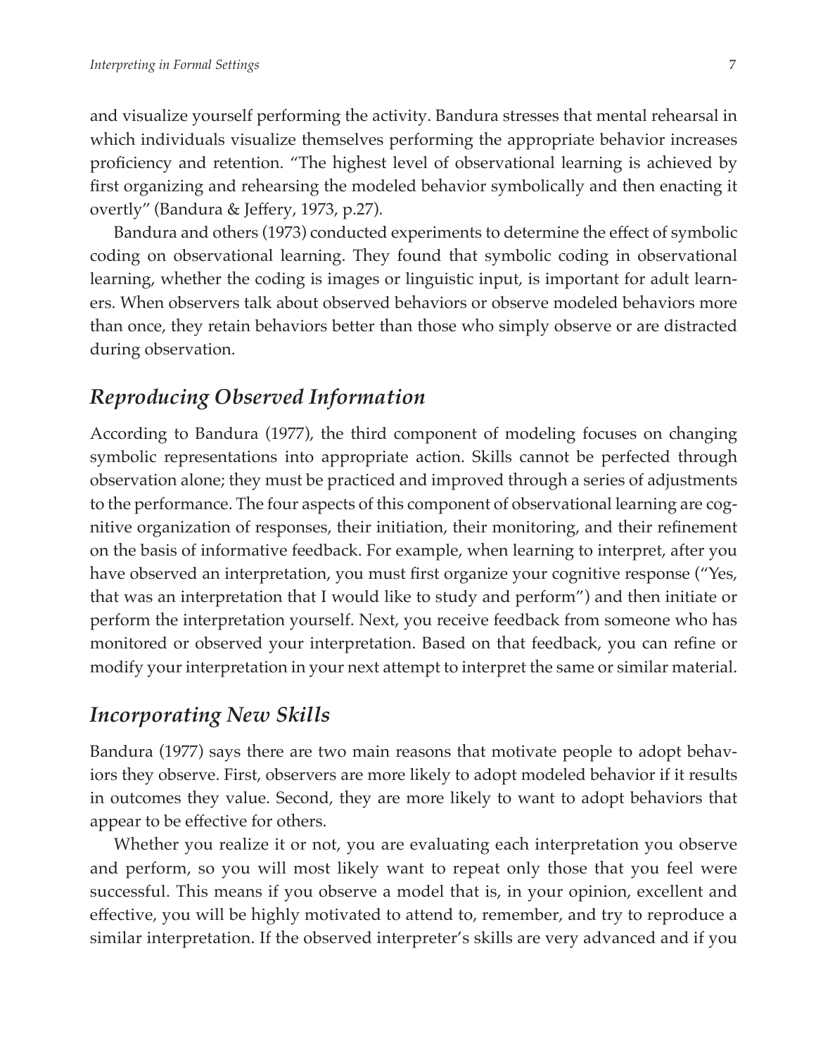and visualize yourself performing the activity. Bandura stresses that mental rehearsal in which individuals visualize themselves performing the appropriate behavior increases proficiency and retention. "The highest level of observational learning is achieved by first organizing and rehearsing the modeled behavior symbolically and then enacting it overtly" (Bandura & Jeffery, 1973, p.27).

Bandura and others (1973) conducted experiments to determine the effect of symbolic coding on observational learning. They found that symbolic coding in observational learning, whether the coding is images or linguistic input, is important for adult learners. When observers talk about observed behaviors or observe modeled behaviors more than once, they retain behaviors better than those who simply observe or are distracted during observation.

## *Reproducing Observed Information*

According to Bandura (1977), the third component of modeling focuses on changing symbolic representations into appropriate action. Skills cannot be perfected through observation alone; they must be practiced and improved through a series of adjustments to the performance. The four aspects of this component of observational learning are cognitive organization of responses, their initiation, their monitoring, and their refinement on the basis of informative feedback. For example, when learning to interpret, after you have observed an interpretation, you must first organize your cognitive response ("Yes, that was an interpretation that I would like to study and perform") and then initiate or perform the interpretation yourself. Next, you receive feedback from someone who has monitored or observed your interpretation. Based on that feedback, you can refine or modify your interpretation in your next attempt to interpret the same or similar material.

## *Incorporating New Skills*

Bandura (1977) says there are two main reasons that motivate people to adopt behaviors they observe. First, observers are more likely to adopt modeled behavior if it results in outcomes they value. Second, they are more likely to want to adopt behaviors that appear to be effective for others.

Whether you realize it or not, you are evaluating each interpretation you observe and perform, so you will most likely want to repeat only those that you feel were successful. This means if you observe a model that is, in your opinion, excellent and effective, you will be highly motivated to attend to, remember, and try to reproduce a similar interpretation. If the observed interpreter's skills are very advanced and if you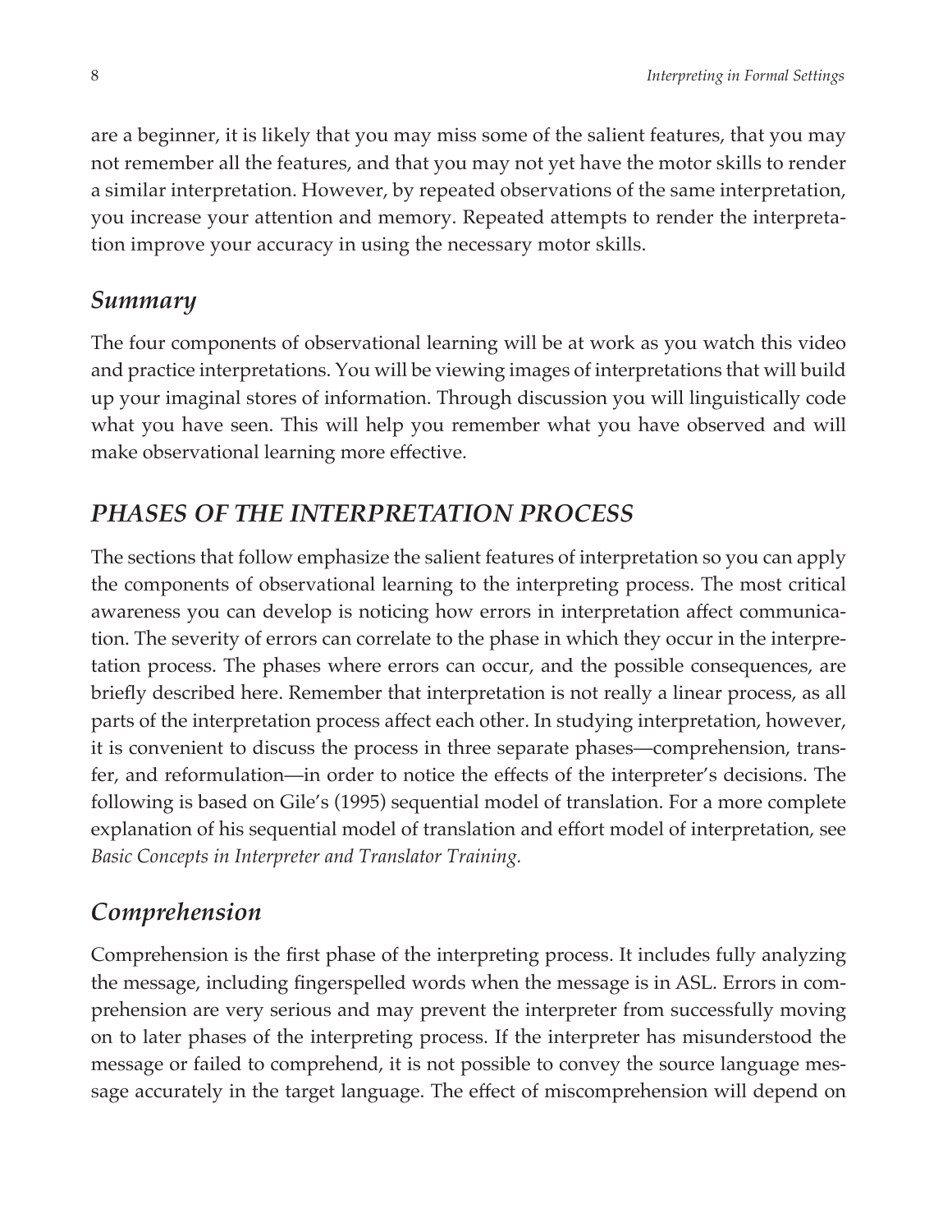are a beginner, it is likely that you may miss some of the salient features, that you may not remember all the features, and that you may not yet have the motor skills to render a similar interpretation. However, by repeated observations of the same interpretation, you increase your attention and memory. Repeated attempts to render the interpretation improve your accuracy in using the necessary motor skills.

### *Summary*

The four components of observational learning will be at work as you watch this video and practice interpretations. You will be viewing images of interpretations that will build up your imaginal stores of information. Through discussion you will linguistically code what you have seen. This will help you remember what you have observed and will make observational learning more effective.

## *PHASES OF THE INTERPRETATION PROCESS*

The sections that follow emphasize the salient features of interpretation so you can apply the components of observational learning to the interpreting process. The most critical awareness you can develop is noticing how errors in interpretation affect communication. The severity of errors can correlate to the phase in which they occur in the interpretation process. The phases where errors can occur, and the possible consequences, are briefly described here. Remember that interpretation is not really a linear process, as all parts of the interpretation process affect each other. In studying interpretation, however, it is convenient to discuss the process in three separate phases—comprehension, transfer, and reformulation—in order to notice the effects of the interpreter's decisions. The following is based on Gile's (1995) sequential model of translation. For a more complete explanation of his sequential model of translation and effort model of interpretation, see *Basic Concepts in Interpreter and Translator Training.*

### *Comprehension*

Comprehension is the first phase of the interpreting process. It includes fully analyzing the message, including fingerspelled words when the message is in ASL. Errors in comprehension are very serious and may prevent the interpreter from successfully moving on to later phases of the interpreting process. If the interpreter has misunderstood the message or failed to comprehend, it is not possible to convey the source language message accurately in the target language. The effect of miscomprehension will depend on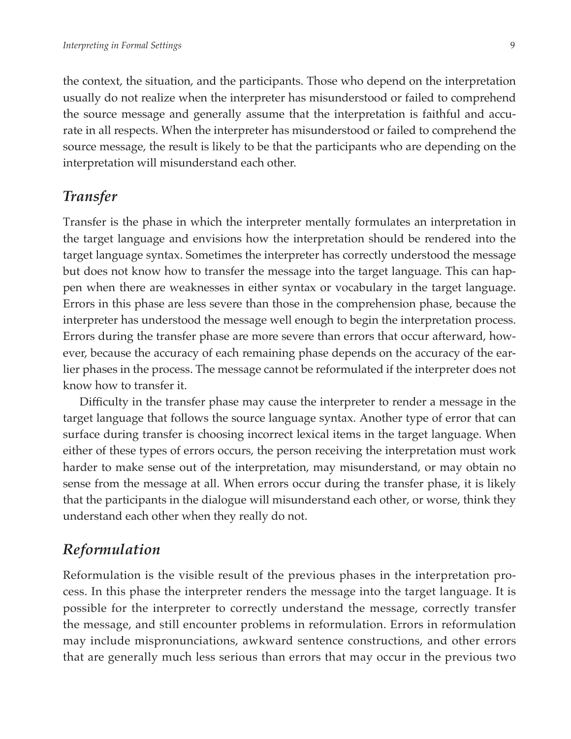the context, the situation, and the participants. Those who depend on the interpretation usually do not realize when the interpreter has misunderstood or failed to comprehend the source message and generally assume that the interpretation is faithful and accurate in all respects. When the interpreter has misunderstood or failed to comprehend the source message, the result is likely to be that the participants who are depending on the interpretation will misunderstand each other.

## *Transfer*

Transfer is the phase in which the interpreter mentally formulates an interpretation in the target language and envisions how the interpretation should be rendered into the target language syntax. Sometimes the interpreter has correctly understood the message but does not know how to transfer the message into the target language. This can happen when there are weaknesses in either syntax or vocabulary in the target language. Errors in this phase are less severe than those in the comprehension phase, because the interpreter has understood the message well enough to begin the interpretation process. Errors during the transfer phase are more severe than errors that occur afterward, however, because the accuracy of each remaining phase depends on the accuracy of the earlier phases in the process. The message cannot be reformulated if the interpreter does not know how to transfer it.

Difficulty in the transfer phase may cause the interpreter to render a message in the target language that follows the source language syntax. Another type of error that can surface during transfer is choosing incorrect lexical items in the target language. When either of these types of errors occurs, the person receiving the interpretation must work harder to make sense out of the interpretation, may misunderstand, or may obtain no sense from the message at all. When errors occur during the transfer phase, it is likely that the participants in the dialogue will misunderstand each other, or worse, think they understand each other when they really do not.

## *Reformulation*

Reformulation is the visible result of the previous phases in the interpretation process. In this phase the interpreter renders the message into the target language. It is possible for the interpreter to correctly understand the message, correctly transfer the message, and still encounter problems in reformulation. Errors in reformulation may include mispronunciations, awkward sentence constructions, and other errors that are generally much less serious than errors that may occur in the previous two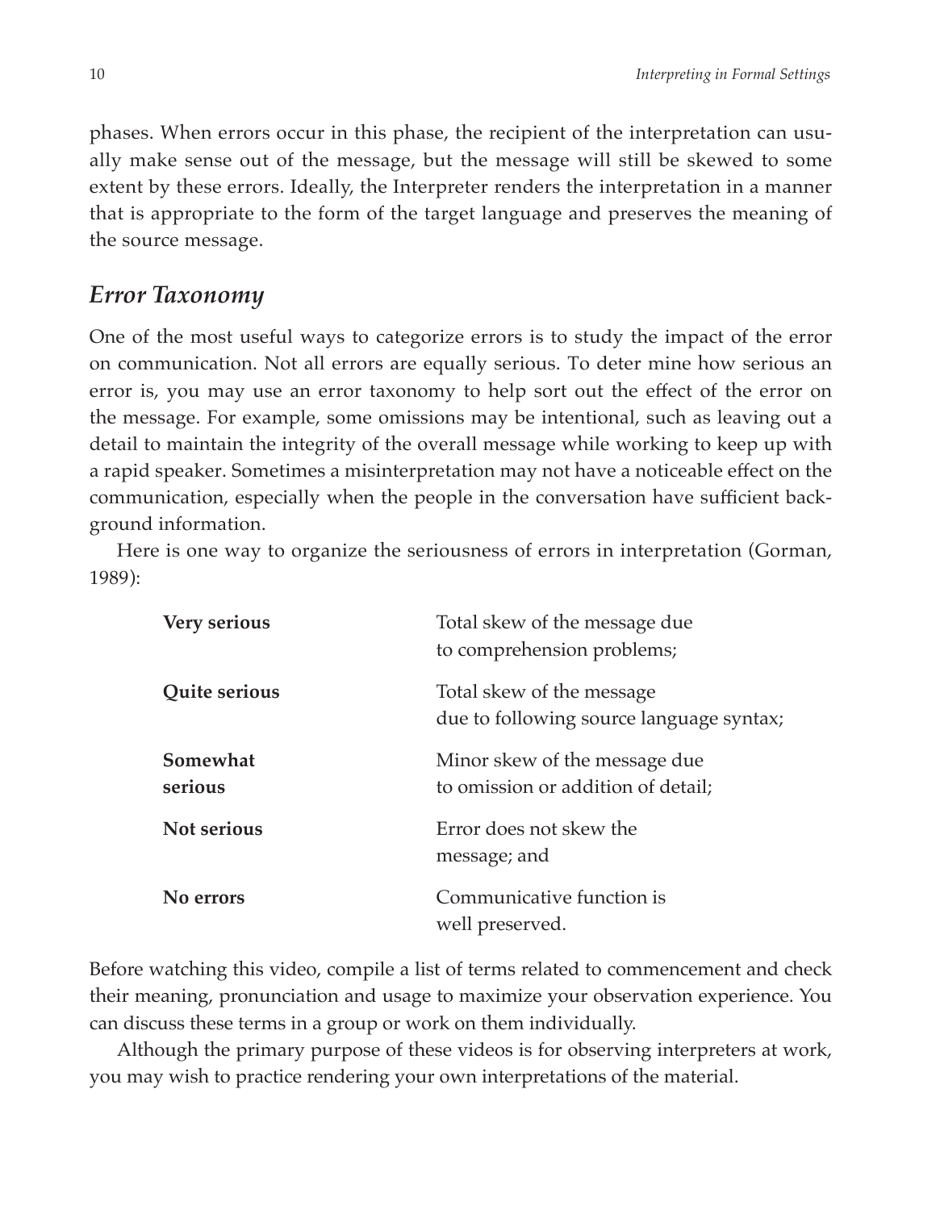phases. When errors occur in this phase, the recipient of the interpretation can usually make sense out of the message, but the message will still be skewed to some extent by these errors. Ideally, the Interpreter renders the interpretation in a manner that is appropriate to the form of the target language and preserves the meaning of the source message.

## *Error Taxonomy*

One of the most useful ways to categorize errors is to study the impact of the error on communication. Not all errors are equally serious. To deter mine how serious an error is, you may use an error taxonomy to help sort out the effect of the error on the message. For example, some omissions may be intentional, such as leaving out a detail to maintain the integrity of the overall message while working to keep up with a rapid speaker. Sometimes a misinterpretation may not have a noticeable effect on the communication, especially when the people in the conversation have sufficient background information.

Here is one way to organize the seriousness of errors in interpretation (Gorman, 1989):

| | |
|---|---|
| **Very serious** | Total skew of the message due to comprehension problems; |
| **Quite serious** | Total skew of the message due to following source language syntax; |
| **Somewhat serious** | Minor skew of the message due to omission or addition of detail; |
| **Not serious** | Error does not skew the message; and |
| **No errors** | Communicative function is well preserved. |

Before watching this video, compile a list of terms related to commencement and check their meaning, pronunciation and usage to maximize your observation experience. You can discuss these terms in a group or work on them individually.

Although the primary purpose of these videos is for observing interpreters at work, you may wish to practice rendering your own interpretations of the material.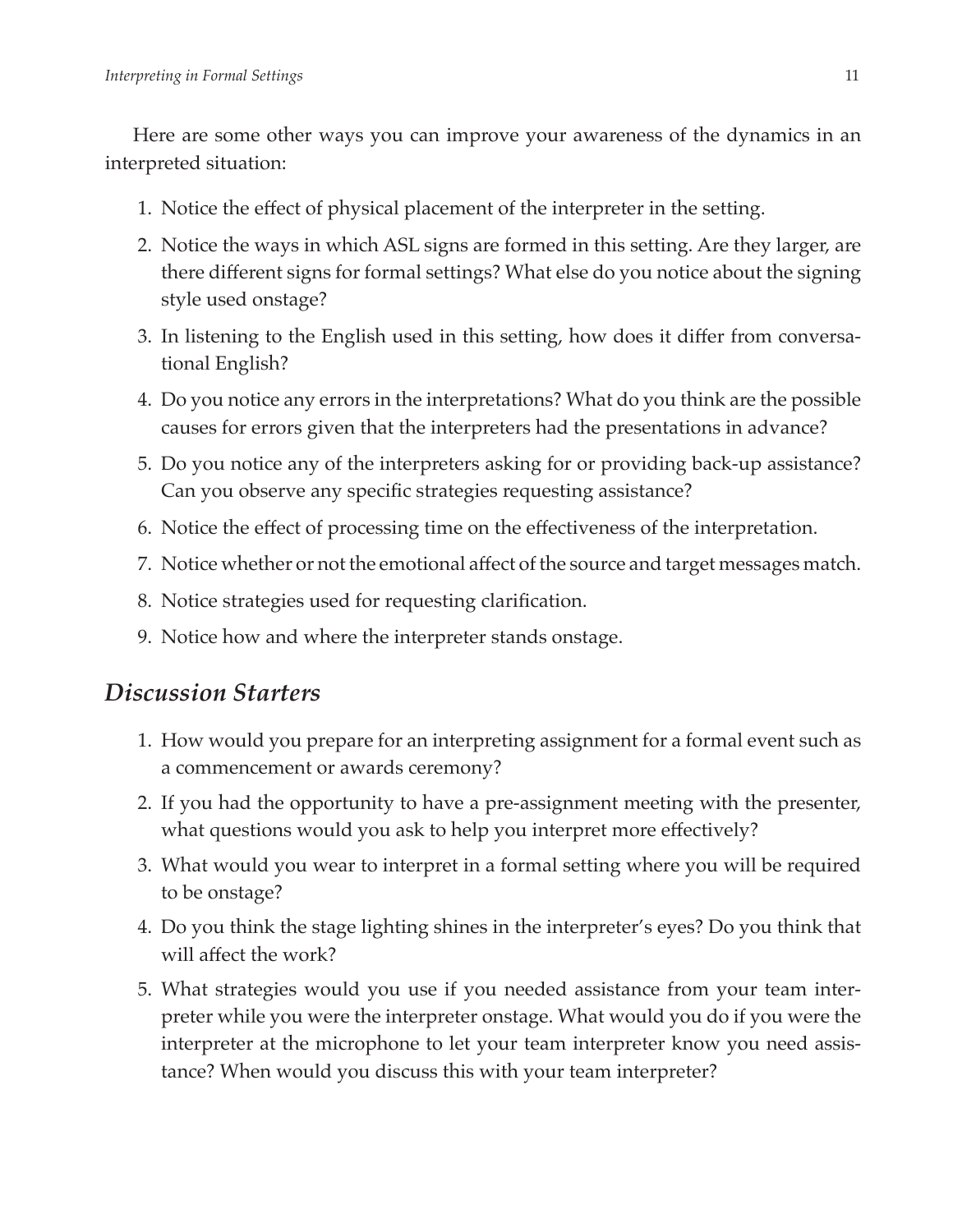Here are some other ways you can improve your awareness of the dynamics in an interpreted situation:

1. Notice the effect of physical placement of the interpreter in the setting.
2. Notice the ways in which ASL signs are formed in this setting. Are they larger, are there different signs for formal settings? What else do you notice about the signing style used onstage?
3. In listening to the English used in this setting, how does it differ from conversational English?
4. Do you notice any errors in the interpretations? What do you think are the possible causes for errors given that the interpreters had the presentations in advance?
5. Do you notice any of the interpreters asking for or providing back-up assistance? Can you observe any specific strategies requesting assistance?
6. Notice the effect of processing time on the effectiveness of the interpretation.
7. Notice whether or not the emotional affect of the source and target messages match.
8. Notice strategies used for requesting clarification.
9. Notice how and where the interpreter stands onstage.

## *Discussion Starters*

1. How would you prepare for an interpreting assignment for a formal event such as a commencement or awards ceremony?
2. If you had the opportunity to have a pre-assignment meeting with the presenter, what questions would you ask to help you interpret more effectively?
3. What would you wear to interpret in a formal setting where you will be required to be onstage?
4. Do you think the stage lighting shines in the interpreter's eyes? Do you think that will affect the work?
5. What strategies would you use if you needed assistance from your team interpreter while you were the interpreter onstage. What would you do if you were the interpreter at the microphone to let your team interpreter know you need assistance? When would you discuss this with your team interpreter?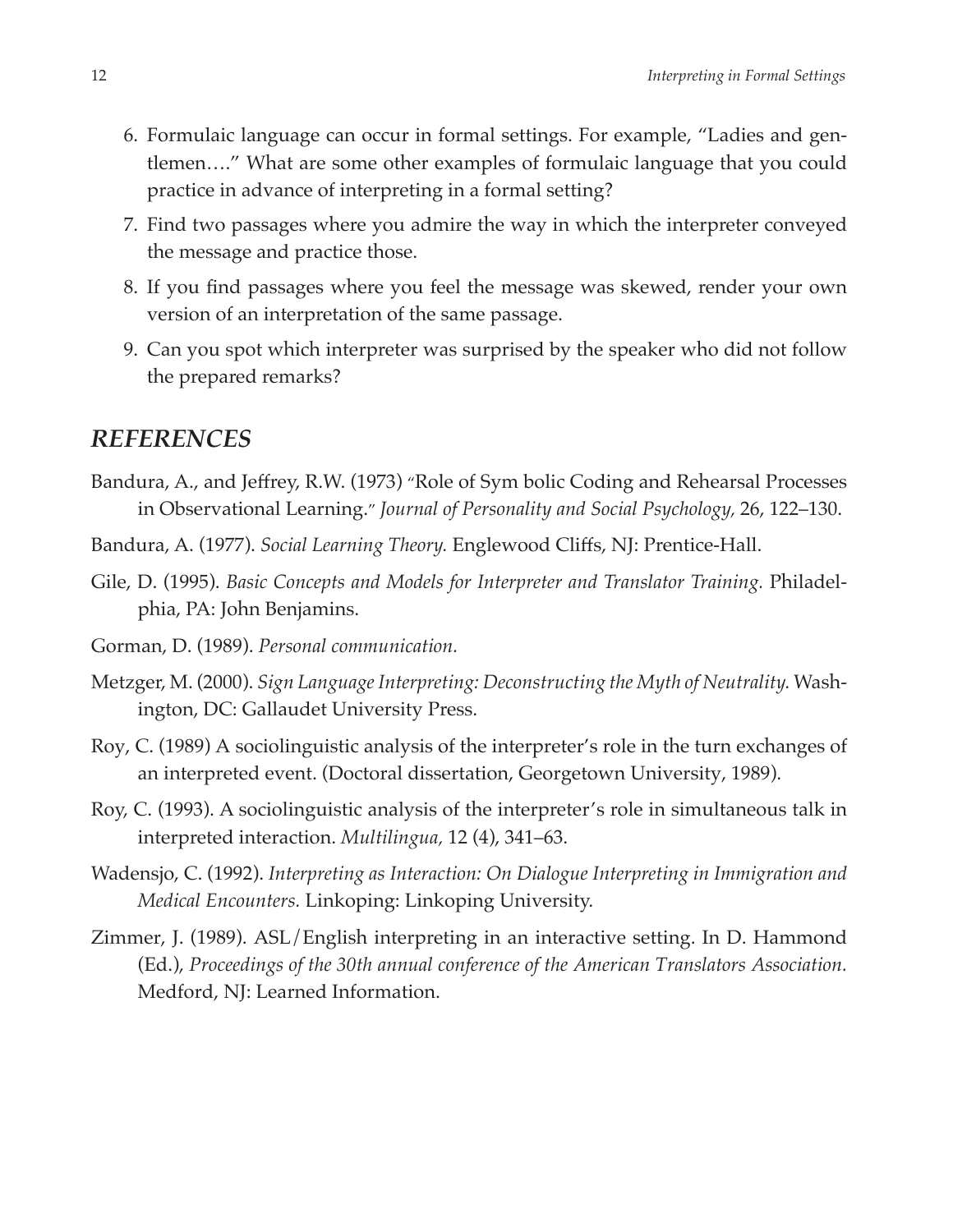6. Formulaic language can occur in formal settings. For example, "Ladies and gentlemen…." What are some other examples of formulaic language that you could practice in advance of interpreting in a formal setting?
7. Find two passages where you admire the way in which the interpreter conveyed the message and practice those.
8. If you find passages where you feel the message was skewed, render your own version of an interpretation of the same passage.
9. Can you spot which interpreter was surprised by the speaker who did not follow the prepared remarks?

## *REFERENCES*

Bandura, A., and Jeffrey, R.W. (1973) "Role of Sym bolic Coding and Rehearsal Processes in Observational Learning." *Journal of Personality and Social Psychology,* 26, 122–130.

Bandura, A. (1977). *Social Learning Theory.* Englewood Cliffs, NJ: Prentice-Hall.

Gile, D. (1995). *Basic Concepts and Models for Interpreter and Translator Training.* Philadelphia, PA: John Benjamins.

Gorman, D. (1989). *Personal communication.*

Metzger, M. (2000). *Sign Language Interpreting: Deconstructing the Myth of Neutrality.* Washington, DC: Gallaudet University Press.

Roy, C. (1989) A sociolinguistic analysis of the interpreter's role in the turn exchanges of an interpreted event. (Doctoral dissertation, Georgetown University, 1989).

Roy, C. (1993). A sociolinguistic analysis of the interpreter's role in simultaneous talk in interpreted interaction. *Multilingua,* 12 (4), 341–63.

Wadensjo, C. (1992). *Interpreting as Interaction: On Dialogue Interpreting in Immigration and Medical Encounters.* Linkoping: Linkoping University.

Zimmer, J. (1989). ASL/English interpreting in an interactive setting. In D. Hammond (Ed.), *Proceedings of the 30th annual conference of the American Translators Association.* Medford, NJ: Learned Information.